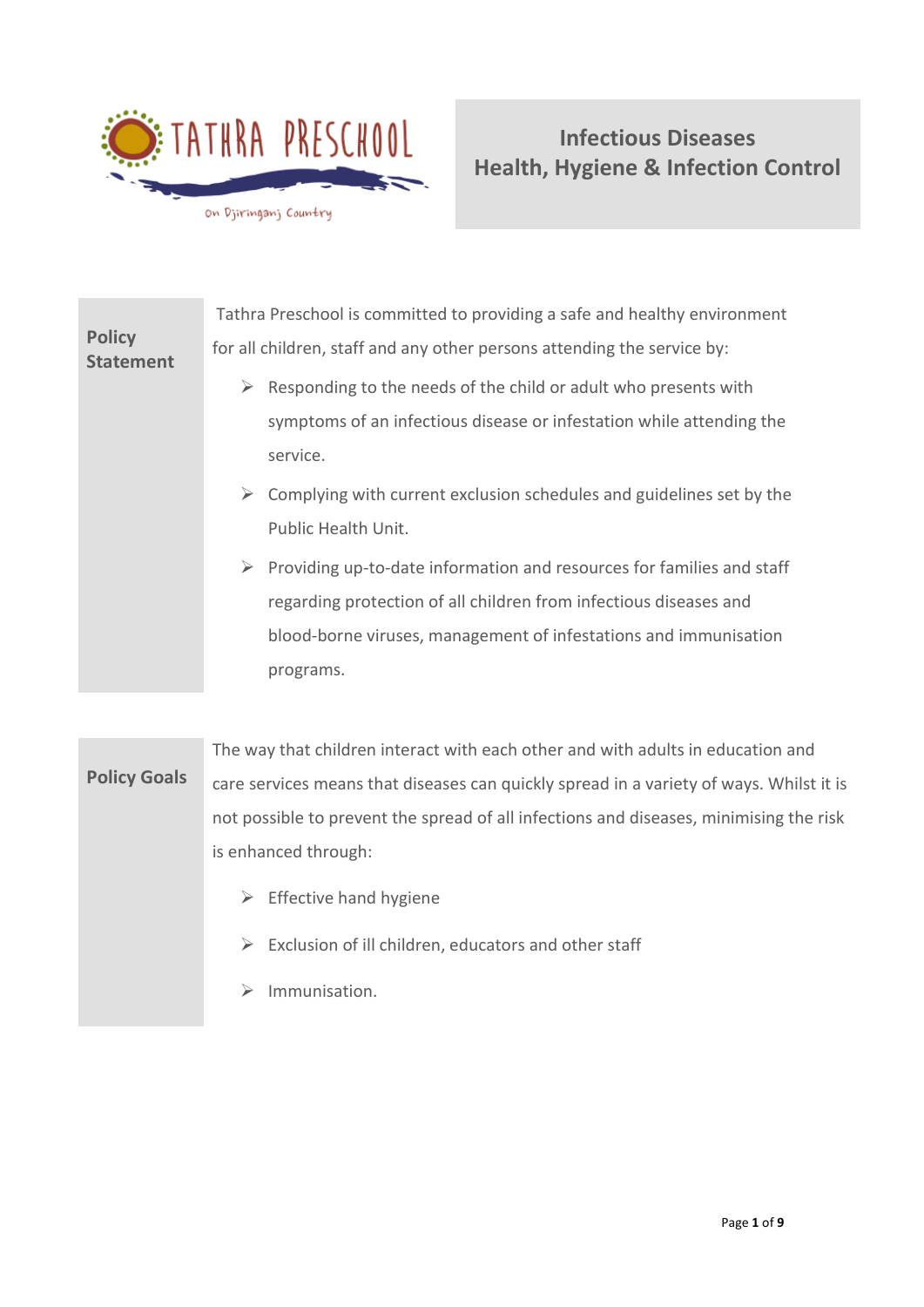TATHRA PRESCHOOL

On Djiringanj Country

# Infectious Diseases
# Health, Hygiene & Infection Control

## Policy Statement

Tathra Preschool is committed to providing a safe and healthy environment for all children, staff and any other persons attending the service by:

- Responding to the needs of the child or adult who presents with symptoms of an infectious disease or infestation while attending the service.
- Complying with current exclusion schedules and guidelines set by the Public Health Unit.
- Providing up-to-date information and resources for families and staff regarding protection of all children from infectious diseases and blood-borne viruses, management of infestations and immunisation programs.

## Policy Goals

The way that children interact with each other and with adults in education and care services means that diseases can quickly spread in a variety of ways. Whilst it is not possible to prevent the spread of all infections and diseases, minimising the risk is enhanced through:

- Effective hand hygiene
- Exclusion of ill children, educators and other staff
- Immunisation.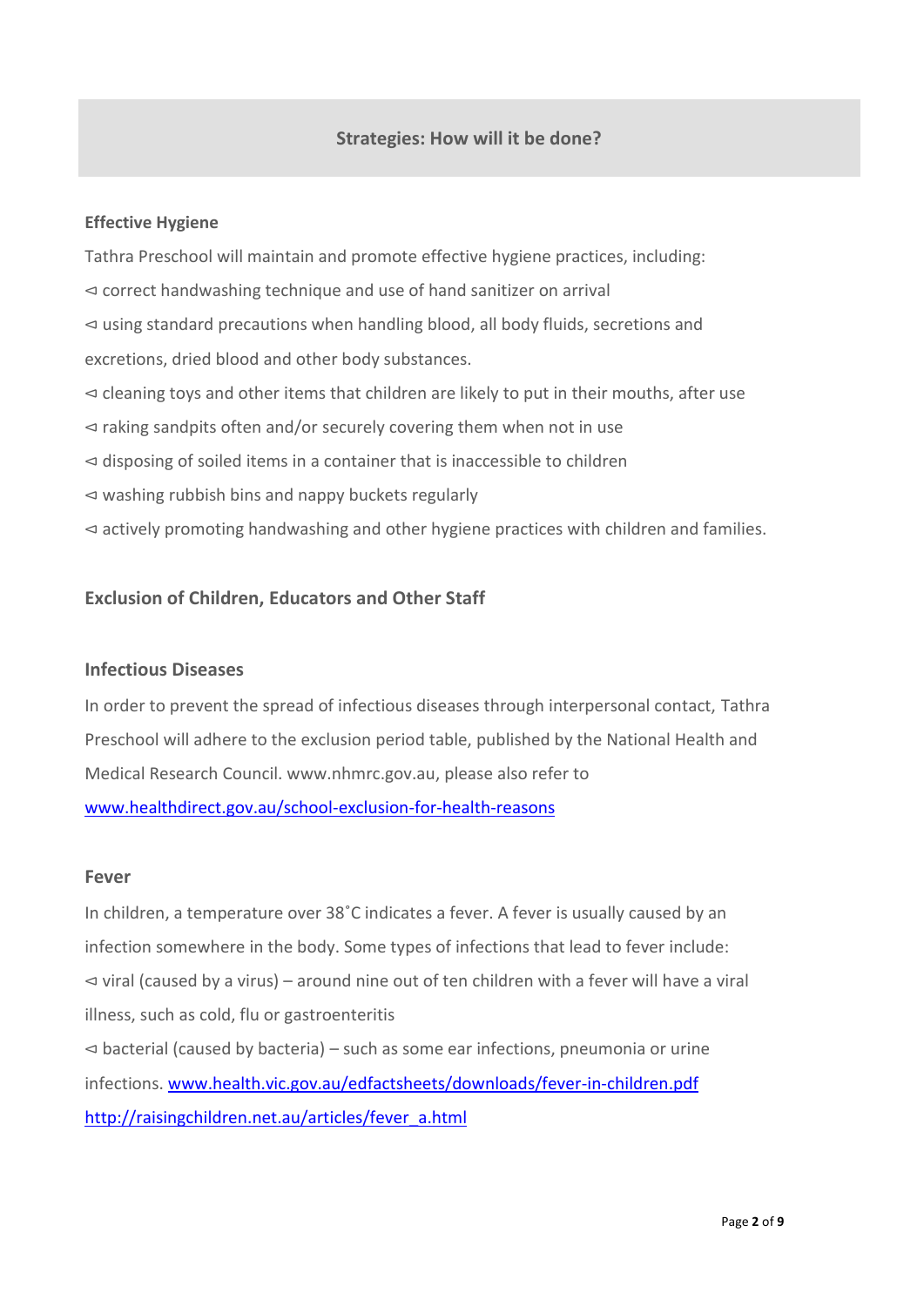## Strategies: How will it be done?

**Effective Hygiene**

Tathra Preschool will maintain and promote effective hygiene practices, including:

- correct handwashing technique and use of hand sanitizer on arrival
- using standard precautions when handling blood, all body fluids, secretions and excretions, dried blood and other body substances.
- cleaning toys and other items that children are likely to put in their mouths, after use
- raking sandpits often and/or securely covering them when not in use
- disposing of soiled items in a container that is inaccessible to children
- washing rubbish bins and nappy buckets regularly
- actively promoting handwashing and other hygiene practices with children and families.

### Exclusion of Children, Educators and Other Staff

### Infectious Diseases

In order to prevent the spread of infectious diseases through interpersonal contact, Tathra Preschool will adhere to the exclusion period table, published by the National Health and Medical Research Council. www.nhmrc.gov.au, please also refer to [www.healthdirect.gov.au/school-exclusion-for-health-reasons](www.healthdirect.gov.au/school-exclusion-for-health-reasons)

### Fever

In children, a temperature over 38˚C indicates a fever. A fever is usually caused by an infection somewhere in the body. Some types of infections that lead to fever include:

- viral (caused by a virus) – around nine out of ten children with a fever will have a viral illness, such as cold, flu or gastroenteritis
- bacterial (caused by bacteria) – such as some ear infections, pneumonia or urine infections. [www.health.vic.gov.au/edfactsheets/downloads/fever-in-children.pdf](www.health.vic.gov.au/edfactsheets/downloads/fever-in-children.pdf) [http://raisingchildren.net.au/articles/fever_a.html](http://raisingchildren.net.au/articles/fever_a.html)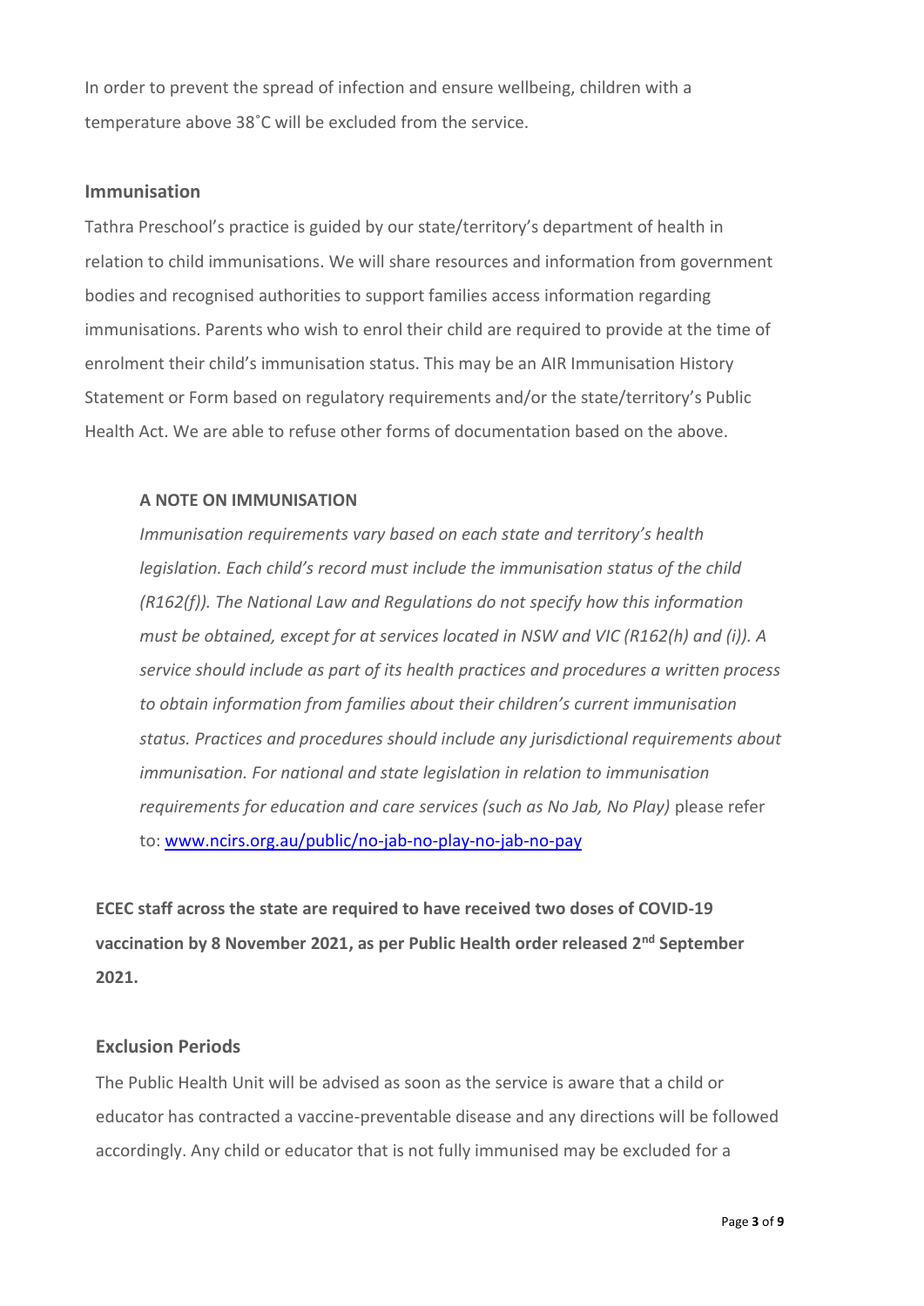In order to prevent the spread of infection and ensure wellbeing, children with a temperature above 38˚C will be excluded from the service.

## Immunisation

Tathra Preschool's practice is guided by our state/territory's department of health in relation to child immunisations. We will share resources and information from government bodies and recognised authorities to support families access information regarding immunisations. Parents who wish to enrol their child are required to provide at the time of enrolment their child's immunisation status. This may be an AIR Immunisation History Statement or Form based on regulatory requirements and/or the state/territory's Public Health Act. We are able to refuse other forms of documentation based on the above.

> **A NOTE ON IMMUNISATION**
>
> *Immunisation requirements vary based on each state and territory's health legislation. Each child's record must include the immunisation status of the child (R162(f)). The National Law and Regulations do not specify how this information must be obtained, except for at services located in NSW and VIC (R162(h) and (i)). A service should include as part of its health practices and procedures a written process to obtain information from families about their children's current immunisation status. Practices and procedures should include any jurisdictional requirements about immunisation. For national and state legislation in relation to immunisation requirements for education and care services (such as No Jab, No Play)* please refer to: [www.ncirs.org.au/public/no-jab-no-play-no-jab-no-pay](www.ncirs.org.au/public/no-jab-no-play-no-jab-no-pay)

**ECEC staff across the state are required to have received two doses of COVID-19 vaccination by 8 November 2021, as per Public Health order released 2nd September 2021.**

## Exclusion Periods

The Public Health Unit will be advised as soon as the service is aware that a child or educator has contracted a vaccine-preventable disease and any directions will be followed accordingly. Any child or educator that is not fully immunised may be excluded for a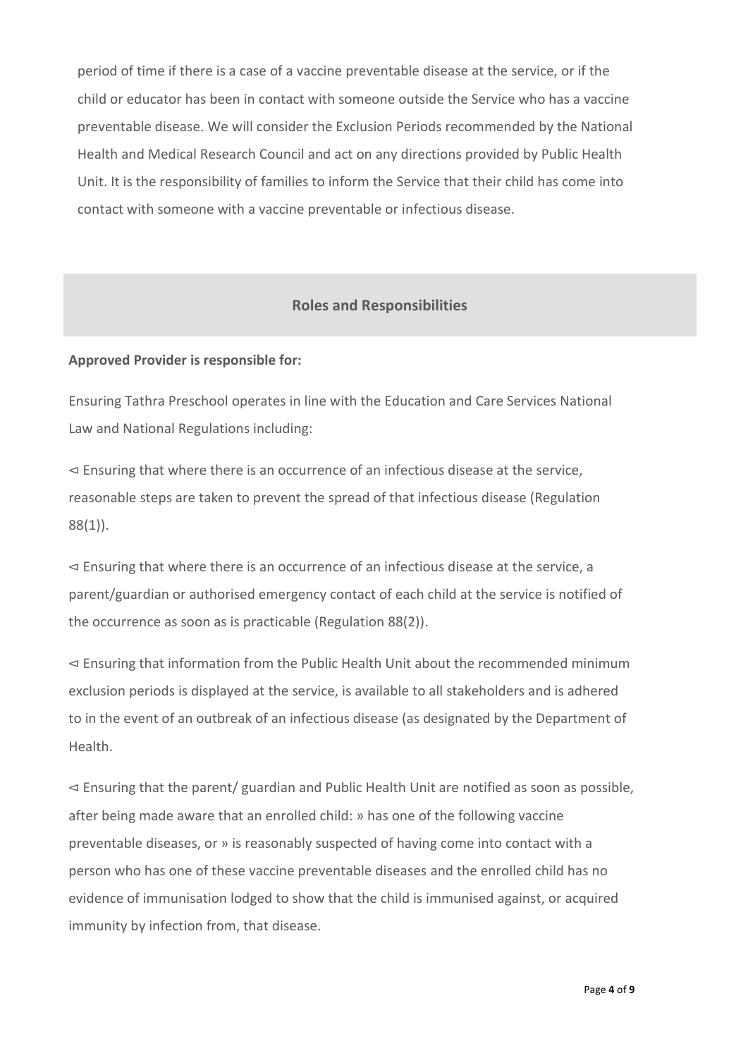period of time if there is a case of a vaccine preventable disease at the service, or if the child or educator has been in contact with someone outside the Service who has a vaccine preventable disease. We will consider the Exclusion Periods recommended by the National Health and Medical Research Council and act on any directions provided by Public Health Unit. It is the responsibility of families to inform the Service that their child has come into contact with someone with a vaccine preventable or infectious disease.

## Roles and Responsibilities

**Approved Provider is responsible for:**

Ensuring Tathra Preschool operates in line with the Education and Care Services National Law and National Regulations including:

⊲ Ensuring that where there is an occurrence of an infectious disease at the service, reasonable steps are taken to prevent the spread of that infectious disease (Regulation 88(1)).

⊲ Ensuring that where there is an occurrence of an infectious disease at the service, a parent/guardian or authorised emergency contact of each child at the service is notified of the occurrence as soon as is practicable (Regulation 88(2)).

⊲ Ensuring that information from the Public Health Unit about the recommended minimum exclusion periods is displayed at the service, is available to all stakeholders and is adhered to in the event of an outbreak of an infectious disease (as designated by the Department of Health.

⊲ Ensuring that the parent/ guardian and Public Health Unit are notified as soon as possible, after being made aware that an enrolled child: » has one of the following vaccine preventable diseases, or » is reasonably suspected of having come into contact with a person who has one of these vaccine preventable diseases and the enrolled child has no evidence of immunisation lodged to show that the child is immunised against, or acquired immunity by infection from, that disease.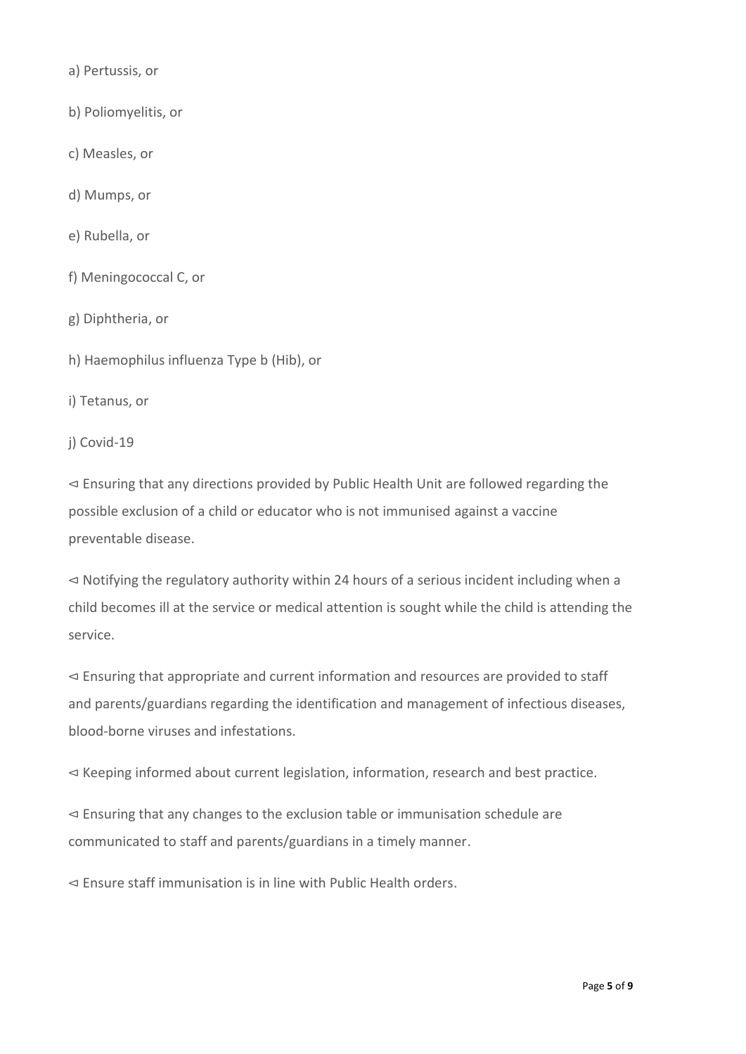a) Pertussis, or

b) Poliomyelitis, or

c) Measles, or

d) Mumps, or

e) Rubella, or

f) Meningococcal C, or

g) Diphtheria, or

h) Haemophilus influenza Type b (Hib), or

i) Tetanus, or

j) Covid-19

- Ensuring that any directions provided by Public Health Unit are followed regarding the possible exclusion of a child or educator who is not immunised against a vaccine preventable disease.

- Notifying the regulatory authority within 24 hours of a serious incident including when a child becomes ill at the service or medical attention is sought while the child is attending the service.

- Ensuring that appropriate and current information and resources are provided to staff and parents/guardians regarding the identification and management of infectious diseases, blood-borne viruses and infestations.

- Keeping informed about current legislation, information, research and best practice.

- Ensuring that any changes to the exclusion table or immunisation schedule are communicated to staff and parents/guardians in a timely manner.

- Ensure staff immunisation is in line with Public Health orders.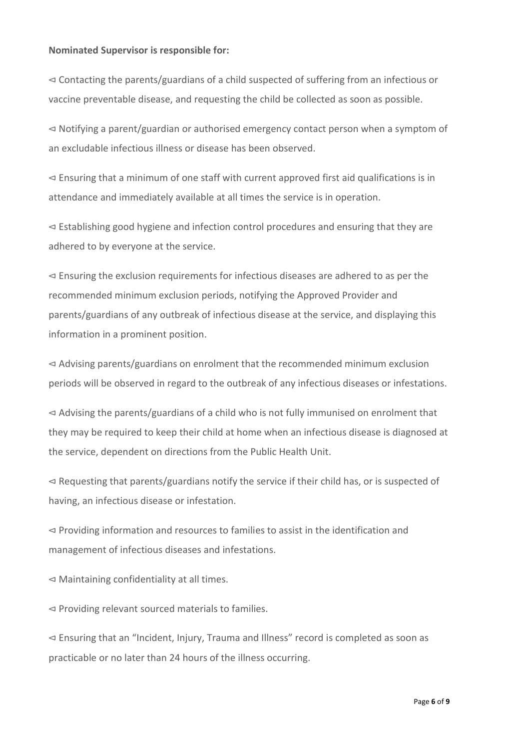**Nominated Supervisor is responsible for:**

⊲ Contacting the parents/guardians of a child suspected of suffering from an infectious or vaccine preventable disease, and requesting the child be collected as soon as possible.

⊲ Notifying a parent/guardian or authorised emergency contact person when a symptom of an excludable infectious illness or disease has been observed.

⊲ Ensuring that a minimum of one staff with current approved first aid qualifications is in attendance and immediately available at all times the service is in operation.

⊲ Establishing good hygiene and infection control procedures and ensuring that they are adhered to by everyone at the service.

⊲ Ensuring the exclusion requirements for infectious diseases are adhered to as per the recommended minimum exclusion periods, notifying the Approved Provider and parents/guardians of any outbreak of infectious disease at the service, and displaying this information in a prominent position.

⊲ Advising parents/guardians on enrolment that the recommended minimum exclusion periods will be observed in regard to the outbreak of any infectious diseases or infestations.

⊲ Advising the parents/guardians of a child who is not fully immunised on enrolment that they may be required to keep their child at home when an infectious disease is diagnosed at the service, dependent on directions from the Public Health Unit.

⊲ Requesting that parents/guardians notify the service if their child has, or is suspected of having, an infectious disease or infestation.

⊲ Providing information and resources to families to assist in the identification and management of infectious diseases and infestations.

⊲ Maintaining confidentiality at all times.

⊲ Providing relevant sourced materials to families.

⊲ Ensuring that an "Incident, Injury, Trauma and Illness" record is completed as soon as practicable or no later than 24 hours of the illness occurring.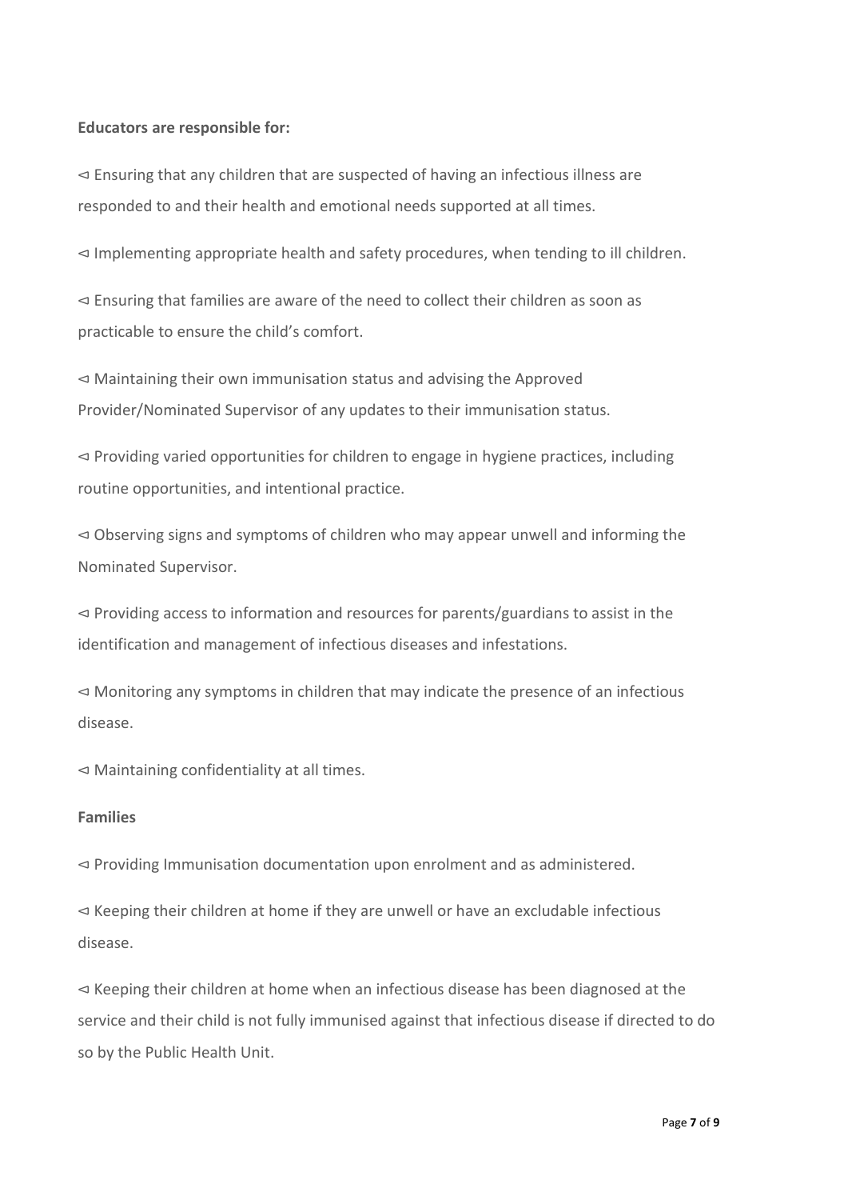**Educators are responsible for:**

- Ensuring that any children that are suspected of having an infectious illness are responded to and their health and emotional needs supported at all times.
- Implementing appropriate health and safety procedures, when tending to ill children.
- Ensuring that families are aware of the need to collect their children as soon as practicable to ensure the child's comfort.
- Maintaining their own immunisation status and advising the Approved Provider/Nominated Supervisor of any updates to their immunisation status.
- Providing varied opportunities for children to engage in hygiene practices, including routine opportunities, and intentional practice.
- Observing signs and symptoms of children who may appear unwell and informing the Nominated Supervisor.
- Providing access to information and resources for parents/guardians to assist in the identification and management of infectious diseases and infestations.
- Monitoring any symptoms in children that may indicate the presence of an infectious disease.
- Maintaining confidentiality at all times.

**Families**

- Providing Immunisation documentation upon enrolment and as administered.
- Keeping their children at home if they are unwell or have an excludable infectious disease.
- Keeping their children at home when an infectious disease has been diagnosed at the service and their child is not fully immunised against that infectious disease if directed to do so by the Public Health Unit.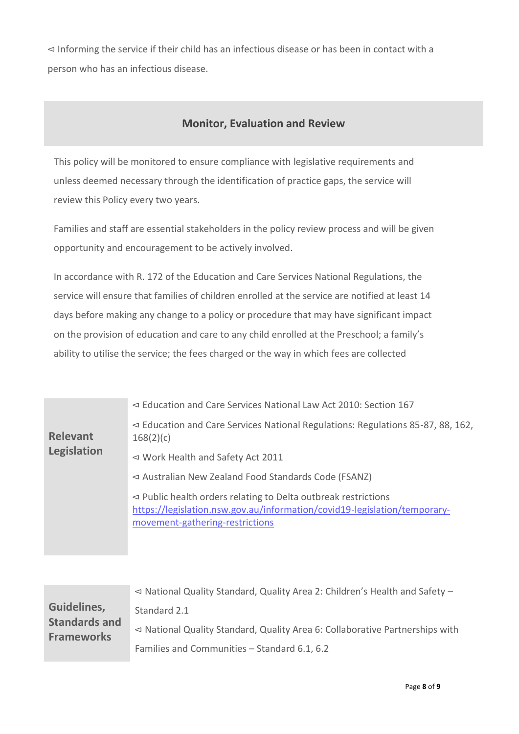⊲ Informing the service if their child has an infectious disease or has been in contact with a person who has an infectious disease.

## Monitor, Evaluation and Review

This policy will be monitored to ensure compliance with legislative requirements and unless deemed necessary through the identification of practice gaps, the service will review this Policy every two years.

Families and staff are essential stakeholders in the policy review process and will be given opportunity and encouragement to be actively involved.

In accordance with R. 172 of the Education and Care Services National Regulations, the service will ensure that families of children enrolled at the service are notified at least 14 days before making any change to a policy or procedure that may have significant impact on the provision of education and care to any child enrolled at the Preschool; a family's ability to utilise the service; the fees charged or the way in which fees are collected

| **Relevant Legislation** | ⊲ Education and Care Services National Law Act 2010: Section 167<br>⊲ Education and Care Services National Regulations: Regulations 85-87, 88, 162, 168(2)(c)<br>⊲ Work Health and Safety Act 2011<br>⊲ Australian New Zealand Food Standards Code (FSANZ)<br>⊲ Public health orders relating to Delta outbreak restrictions https://legislation.nsw.gov.au/information/covid19-legislation/temporary-movement-gathering-restrictions |
|---|---|

| **Guidelines, Standards and Frameworks** | ⊲ National Quality Standard, Quality Area 2: Children's Health and Safety – Standard 2.1<br>⊲ National Quality Standard, Quality Area 6: Collaborative Partnerships with Families and Communities – Standard 6.1, 6.2 |
|---|---|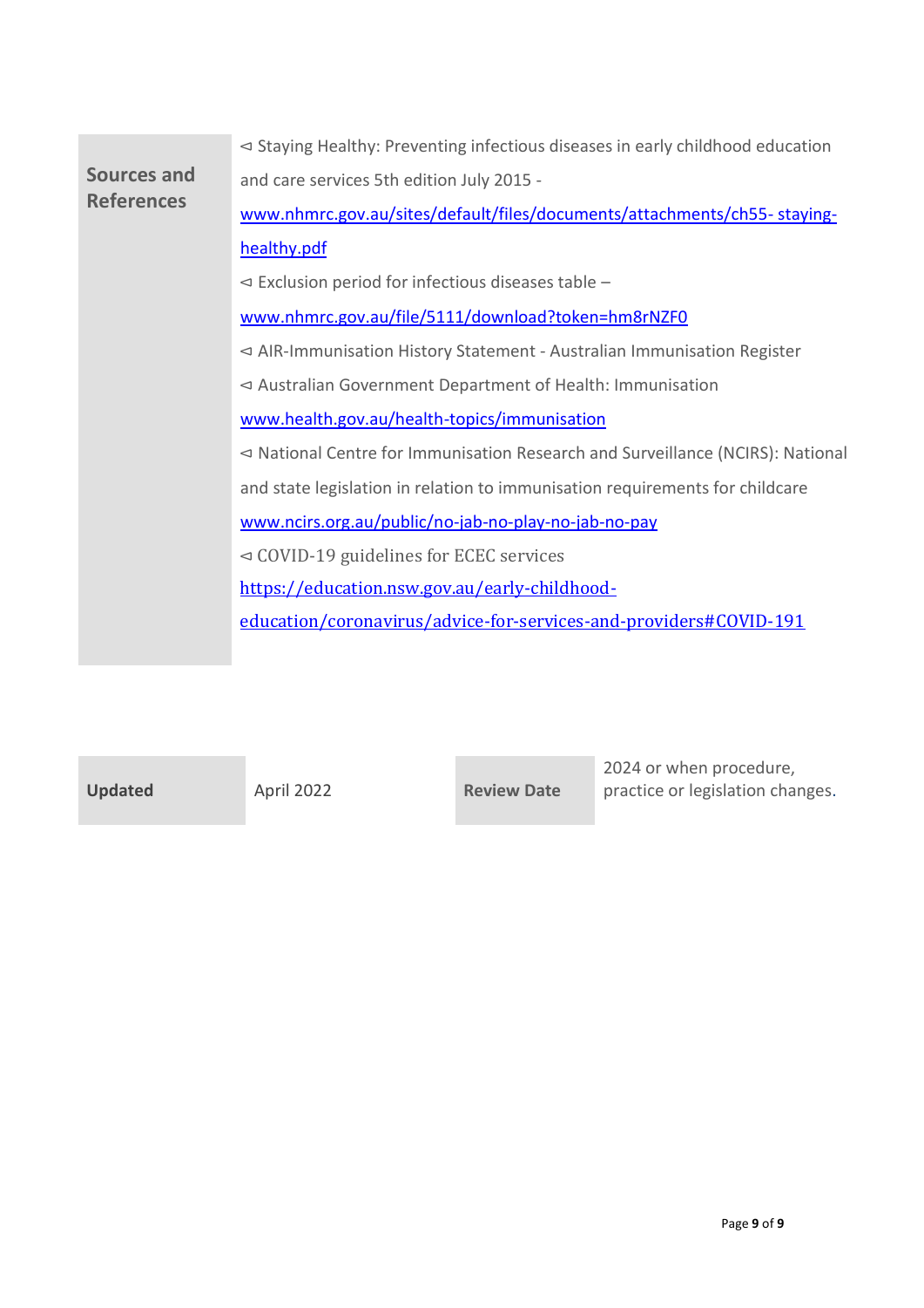| | |
|---|---|
| **Sources and References** | ⊲ Staying Healthy: Preventing infectious diseases in early childhood education and care services 5th edition July 2015 - www.nhmrc.gov.au/sites/default/files/documents/attachments/ch55- staying-healthy.pdf<br>⊲ Exclusion period for infectious diseases table – www.nhmrc.gov.au/file/5111/download?token=hm8rNZF0<br>⊲ AIR-Immunisation History Statement - Australian Immunisation Register<br>⊲ Australian Government Department of Health: Immunisation www.health.gov.au/health-topics/immunisation<br>⊲ National Centre for Immunisation Research and Surveillance (NCIRS): National and state legislation in relation to immunisation requirements for childcare www.ncirs.org.au/public/no-jab-no-play-no-jab-no-pay<br>⊲ COVID-19 guidelines for ECEC services https://education.nsw.gov.au/early-childhood-education/coronavirus/advice-for-services-and-providers#COVID-191 |

| | | | |
|---|---|---|---|
| **Updated** | April 2022 | **Review Date** | 2024 or when procedure, practice or legislation changes. |